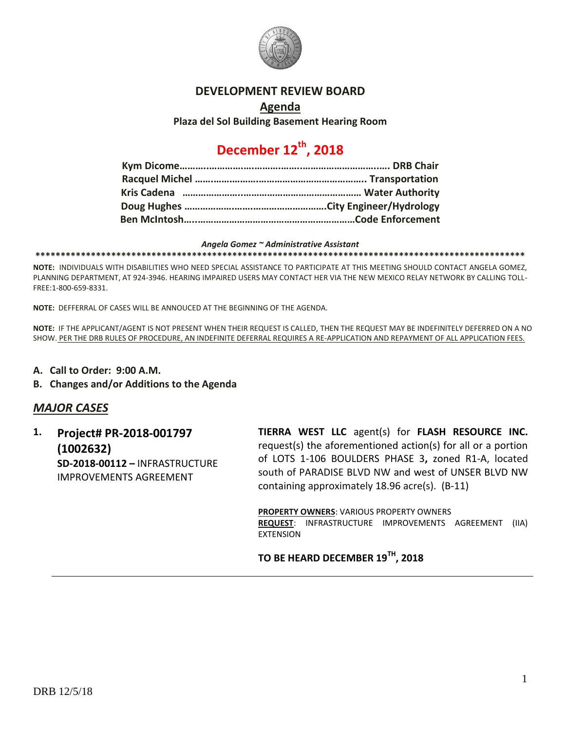# DEVELOPMENT REVIEW BOARD

## Agenda

**Plaza del Sol Building Basement Hearing Room**

## December 12th, 2018

| | |
|---|---|
| **Kym Dicome** | **DRB Chair** |
| **Racquel Michel** | **Transportation** |
| **Kris Cadena** | **Water Authority** |
| **Doug Hughes** | **City Engineer/Hydrology** |
| **Ben McIntosh** | **Code Enforcement** |

***Angela Gomez ~ Administrative Assistant***

**NOTE:** INDIVIDUALS WITH DISABILITIES WHO NEED SPECIAL ASSISTANCE TO PARTICIPATE AT THIS MEETING SHOULD CONTACT ANGELA GOMEZ, PLANNING DEPARTMENT, AT 924-3946. HEARING IMPAIRED USERS MAY CONTACT HER VIA THE NEW MEXICO RELAY NETWORK BY CALLING TOLL-FREE:1-800-659-8331.

**NOTE:** DEFFERRAL OF CASES WILL BE ANNOUCED AT THE BEGINNING OF THE AGENDA.

**NOTE:** IF THE APPLICANT/AGENT IS NOT PRESENT WHEN THEIR REQUEST IS CALLED, THEN THE REQUEST MAY BE INDEFINITELY DEFERRED ON A NO SHOW. PER THE DRB RULES OF PROCEDURE, AN INDEFINITE DEFERRAL REQUIRES A RE-APPLICATION AND REPAYMENT OF ALL APPLICATION FEES.

**A. Call to Order: 9:00 A.M.**

**B. Changes and/or Additions to the Agenda**

## *MAJOR CASES*

**1. Project# PR-2018-001797 (1002632)**
**SD-2018-00112 –** INFRASTRUCTURE IMPROVEMENTS AGREEMENT

**TIERRA WEST LLC** agent(s) for **FLASH RESOURCE INC.** request(s) the aforementioned action(s) for all or a portion of LOTS 1-106 BOULDERS PHASE 3**,** zoned R1-A, located south of PARADISE BLVD NW and west of UNSER BLVD NW containing approximately 18.96 acre(s). (B-11)

**PROPERTY OWNERS**: VARIOUS PROPERTY OWNERS
**REQUEST**: INFRASTRUCTURE IMPROVEMENTS AGREEMENT (IIA) EXTENSION

**TO BE HEARD DECEMBER 19TH, 2018**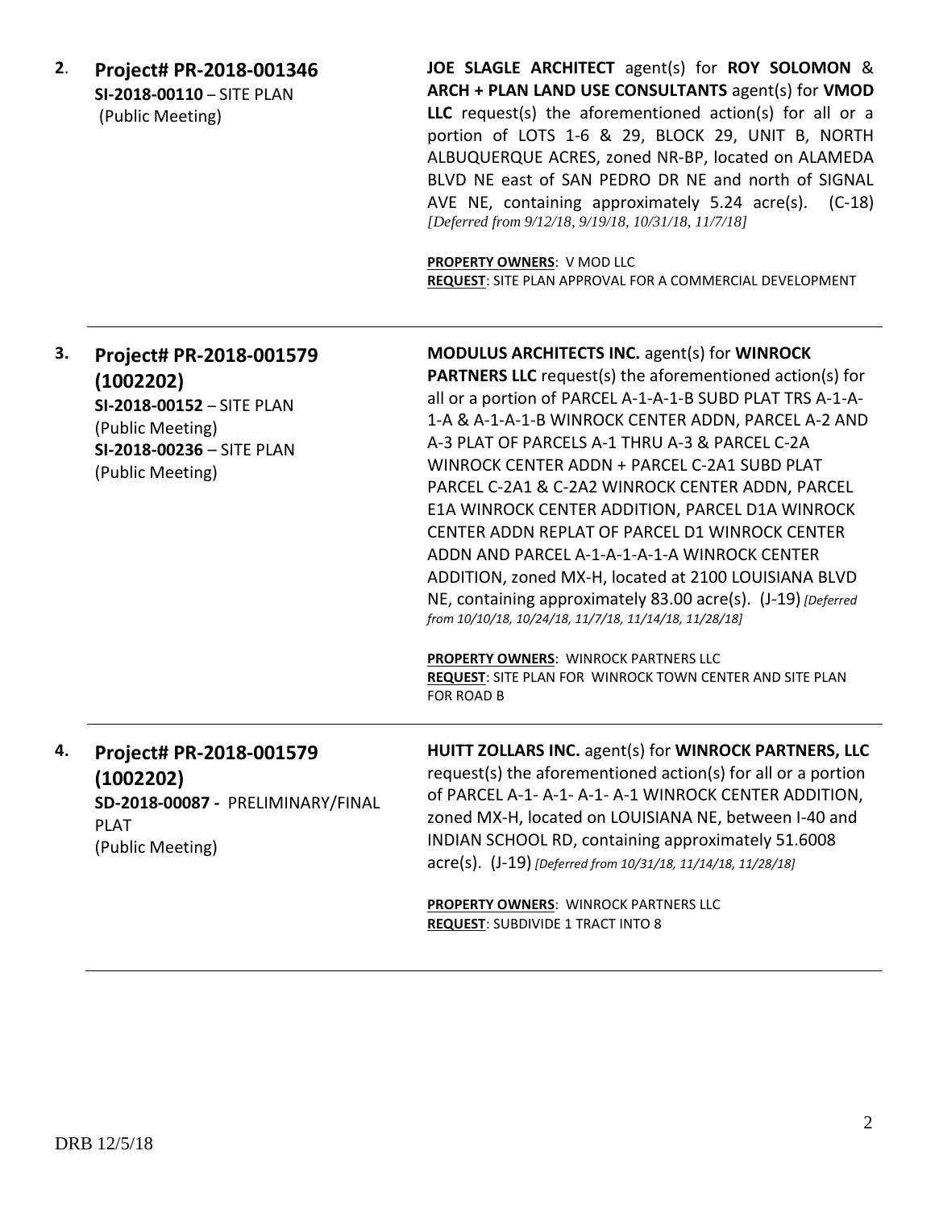**2.** **Project# PR-2018-001346**
**SI-2018-00110** – SITE PLAN
(Public Meeting)

**JOE SLAGLE ARCHITECT** agent(s) for **ROY SOLOMON** & **ARCH + PLAN LAND USE CONSULTANTS** agent(s) for **VMOD LLC** request(s) the aforementioned action(s) for all or a portion of LOTS 1-6 & 29, BLOCK 29, UNIT B, NORTH ALBUQUERQUE ACRES, zoned NR-BP, located on ALAMEDA BLVD NE east of SAN PEDRO DR NE and north of SIGNAL AVE NE, containing approximately 5.24 acre(s). (C-18) *[Deferred from 9/12/18, 9/19/18, 10/31/18, 11/7/18]*

**PROPERTY OWNERS**: V MOD LLC
**REQUEST**: SITE PLAN APPROVAL FOR A COMMERCIAL DEVELOPMENT

---

**3.** **Project# PR-2018-001579 (1002202)**
**SI-2018-00152** – SITE PLAN
(Public Meeting)
**SI-2018-00236** – SITE PLAN
(Public Meeting)

**MODULUS ARCHITECTS INC.** agent(s) for **WINROCK PARTNERS LLC** request(s) the aforementioned action(s) for all or a portion of PARCEL A-1-A-1-B SUBD PLAT TRS A-1-A-1-A & A-1-A-1-B WINROCK CENTER ADDN, PARCEL A-2 AND A-3 PLAT OF PARCELS A-1 THRU A-3 & PARCEL C-2A WINROCK CENTER ADDN + PARCEL C-2A1 SUBD PLAT PARCEL C-2A1 & C-2A2 WINROCK CENTER ADDN, PARCEL E1A WINROCK CENTER ADDITION, PARCEL D1A WINROCK CENTER ADDN REPLAT OF PARCEL D1 WINROCK CENTER ADDN AND PARCEL A-1-A-1-A-1-A WINROCK CENTER ADDITION, zoned MX-H, located at 2100 LOUISIANA BLVD NE, containing approximately 83.00 acre(s). (J-19) *[Deferred from 10/10/18, 10/24/18, 11/7/18, 11/14/18, 11/28/18]*

**PROPERTY OWNERS**: WINROCK PARTNERS LLC
**REQUEST**: SITE PLAN FOR WINROCK TOWN CENTER AND SITE PLAN FOR ROAD B

---

**4.** **Project# PR-2018-001579 (1002202)**
**SD-2018-00087 -** PRELIMINARY/FINAL PLAT
(Public Meeting)

**HUITT ZOLLARS INC.** agent(s) for **WINROCK PARTNERS, LLC** request(s) the aforementioned action(s) for all or a portion of PARCEL A-1- A-1- A-1- A-1 WINROCK CENTER ADDITION, zoned MX-H, located on LOUISIANA NE, between I-40 and INDIAN SCHOOL RD, containing approximately 51.6008 acre(s). (J-19) *[Deferred from 10/31/18, 11/14/18, 11/28/18]*

**PROPERTY OWNERS**: WINROCK PARTNERS LLC
**REQUEST**: SUBDIVIDE 1 TRACT INTO 8

---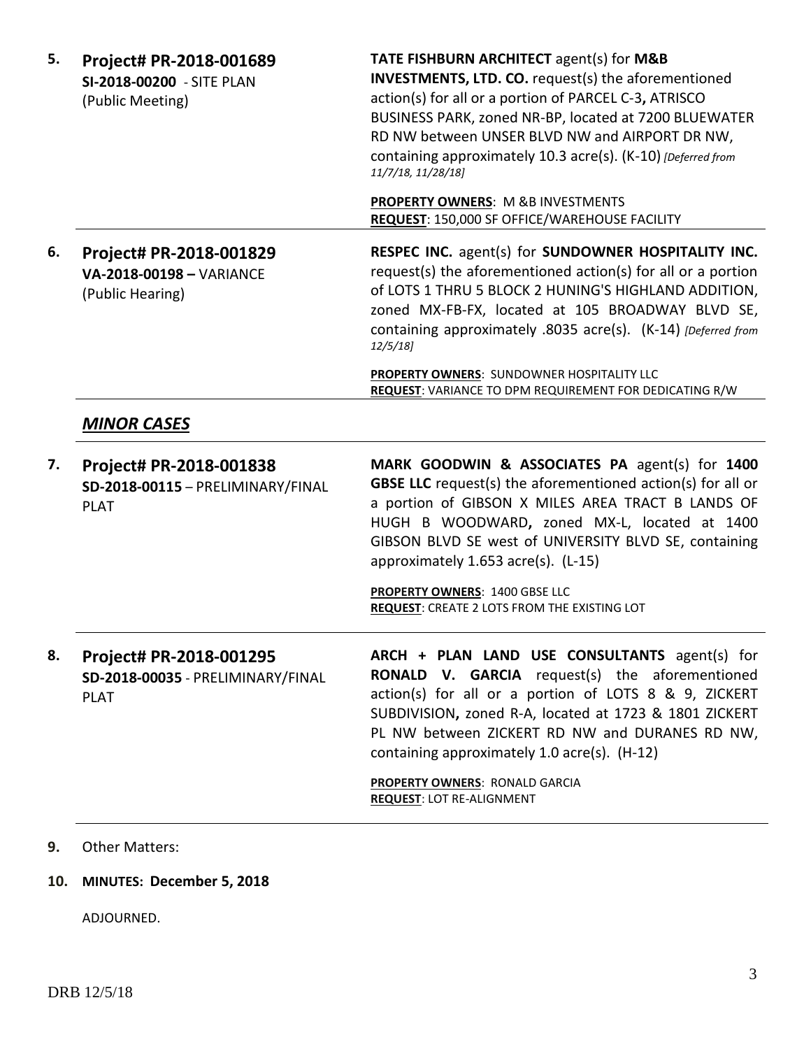5. **Project# PR-2018-001689**
**SI-2018-00200** - SITE PLAN
(Public Meeting)

**TATE FISHBURN ARCHITECT** agent(s) for **M&B INVESTMENTS, LTD. CO.** request(s) the aforementioned action(s) for all or a portion of PARCEL C-3**,** ATRISCO BUSINESS PARK, zoned NR-BP, located at 7200 BLUEWATER RD NW between UNSER BLVD NW and AIRPORT DR NW, containing approximately 10.3 acre(s). (K-10) *[Deferred from 11/7/18, 11/28/18]*

**PROPERTY OWNERS**: M &B INVESTMENTS
**REQUEST**: 150,000 SF OFFICE/WAREHOUSE FACILITY

---

6. **Project# PR-2018-001829**
**VA-2018-00198 –** VARIANCE
(Public Hearing)

**RESPEC INC.** agent(s) for **SUNDOWNER HOSPITALITY INC.** request(s) the aforementioned action(s) for all or a portion of LOTS 1 THRU 5 BLOCK 2 HUNING'S HIGHLAND ADDITION, zoned MX-FB-FX, located at 105 BROADWAY BLVD SE, containing approximately .8035 acre(s). (K-14) *[Deferred from 12/5/18]*

**PROPERTY OWNERS**: SUNDOWNER HOSPITALITY LLC
**REQUEST**: VARIANCE TO DPM REQUIREMENT FOR DEDICATING R/W

---

## *MINOR CASES*

---

7. **Project# PR-2018-001838**
**SD-2018-00115** – PRELIMINARY/FINAL PLAT

**MARK GOODWIN & ASSOCIATES PA** agent(s) for **1400 GBSE LLC** request(s) the aforementioned action(s) for all or a portion of GIBSON X MILES AREA TRACT B LANDS OF HUGH B WOODWARD**,** zoned MX-L, located at 1400 GIBSON BLVD SE west of UNIVERSITY BLVD SE, containing approximately 1.653 acre(s). (L-15)

**PROPERTY OWNERS**: 1400 GBSE LLC
**REQUEST**: CREATE 2 LOTS FROM THE EXISTING LOT

---

8. **Project# PR-2018-001295**
**SD-2018-00035** - PRELIMINARY/FINAL PLAT

**ARCH + PLAN LAND USE CONSULTANTS** agent(s) for **RONALD V. GARCIA** request(s) the aforementioned action(s) for all or a portion of LOTS 8 & 9, ZICKERT SUBDIVISION**,** zoned R-A, located at 1723 & 1801 ZICKERT PL NW between ZICKERT RD NW and DURANES RD NW, containing approximately 1.0 acre(s). (H-12)

**PROPERTY OWNERS**: RONALD GARCIA
**REQUEST**: LOT RE-ALIGNMENT

---

9. Other Matters:

10. **MINUTES: December 5, 2018**

ADJOURNED.